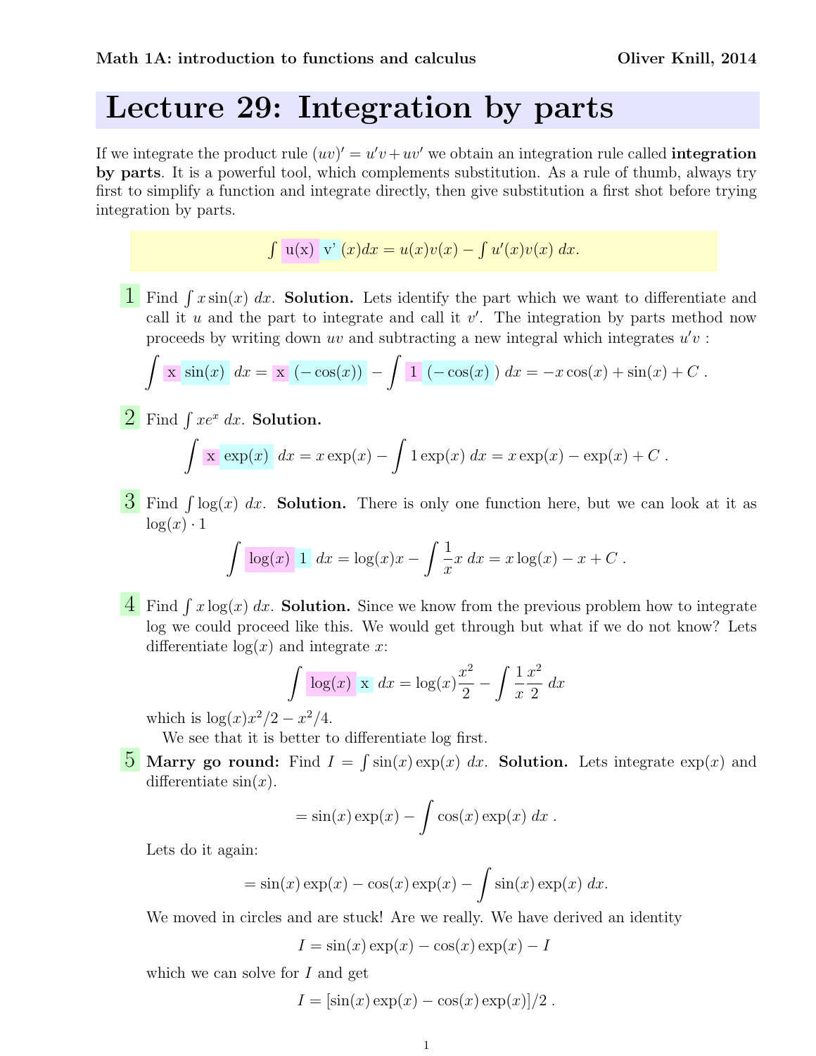Math 1A: introduction to functions and calculus — Oliver Knill, 2014

# Lecture 29: Integration by parts

If we integrate the product rule $(uv)' = u'v + uv'$ we obtain an integration rule called **integration by parts**. It is a powerful tool, which complements substitution. As a rule of thumb, always try first to simplify a function and integrate directly, then give substitution a first shot before trying integration by parts.

$$\int u(x)\, v'(x)dx = u(x)v(x) - \int u'(x)v(x)\, dx.$$

**1** Find $\int x\sin(x)\, dx$. **Solution.** Lets identify the part which we want to differentiate and call it $u$ and the part to integrate and call it $v'$. The integration by parts method now proceeds by writing down $uv$ and subtracting a new integral which integrates $u'v$ :

$$\int x \sin(x)\, dx = x\, (-\cos(x)) - \int 1\, (-\cos(x))\, dx = -x\cos(x) + \sin(x) + C\, .$$

**2** Find $\int xe^x\, dx$. **Solution.**

$$\int x \exp(x)\, dx = x\exp(x) - \int 1 \exp(x)\, dx = x\exp(x) - \exp(x) + C\, .$$

**3** Find $\int \log(x)\, dx$. **Solution.** There is only one function here, but we can look at it as $\log(x) \cdot 1$

$$\int \log(x)\, 1\, dx = \log(x)x - \int \frac{1}{x}x\, dx = x\log(x) - x + C\, .$$

**4** Find $\int x\log(x)\, dx$. **Solution.** Since we know from the previous problem how to integrate log we could proceed like this. We would get through but what if we do not know? Lets differentiate $\log(x)$ and integrate $x$:

$$\int \log(x)\, x\, dx = \log(x)\frac{x^2}{2} - \int \frac{1}{x}\frac{x^2}{2}\, dx$$

which is $\log(x)x^2/2 - x^2/4$.

We see that it is better to differentiate log first.

**5** **Marry go round:** Find $I = \int \sin(x)\exp(x)\, dx$. **Solution.** Lets integrate $\exp(x)$ and differentiate $\sin(x)$.

$$= \sin(x)\exp(x) - \int \cos(x)\exp(x)\, dx\, .$$

Lets do it again:

$$= \sin(x)\exp(x) - \cos(x)\exp(x) - \int \sin(x)\exp(x)\, dx.$$

We moved in circles and are stuck! Are we really. We have derived an identity

$$I = \sin(x)\exp(x) - \cos(x)\exp(x) - I$$

which we can solve for $I$ and get

$$I = [\sin(x)\exp(x) - \cos(x)\exp(x)]/2\, .$$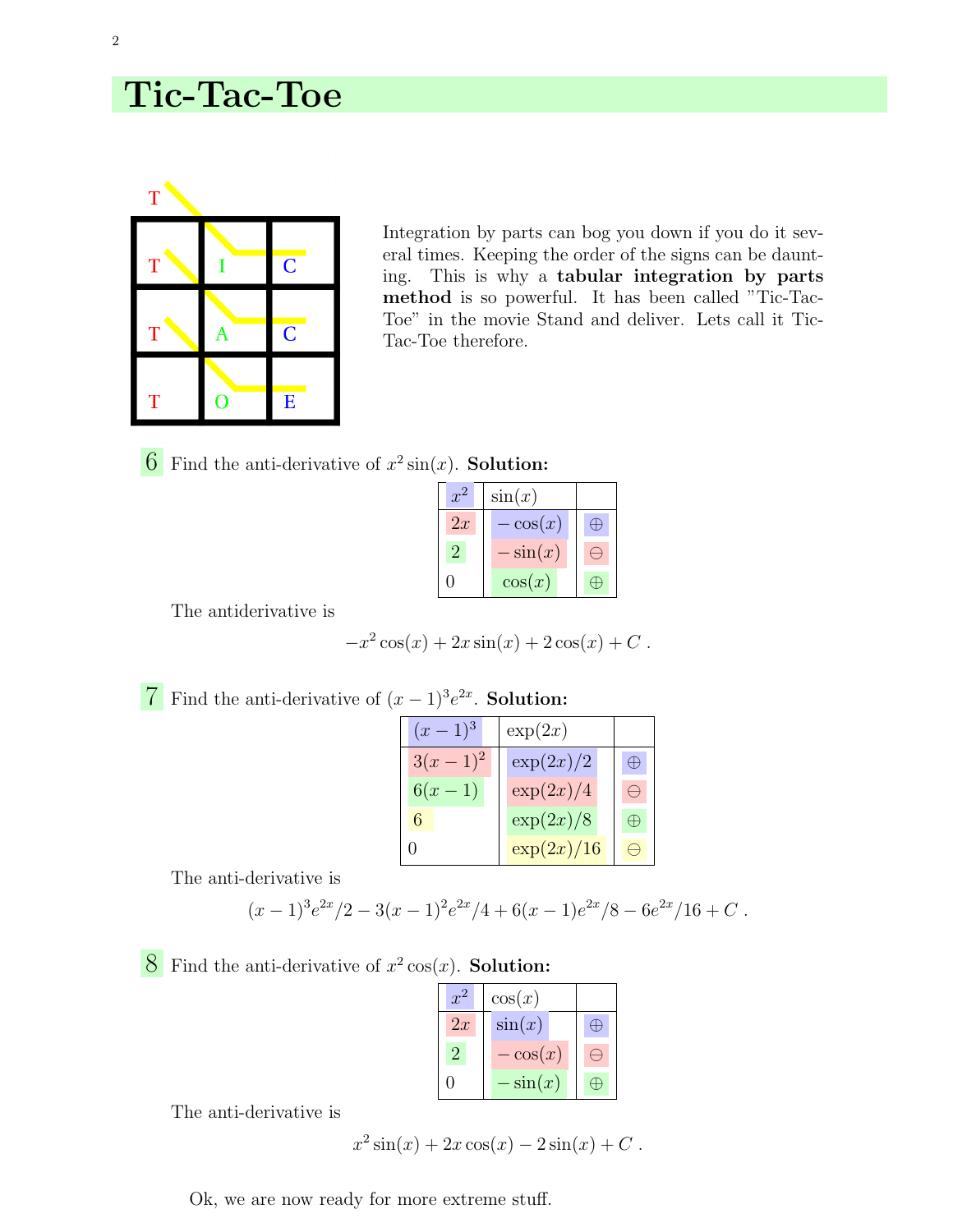// Tic-Tac-Toe page: one heading, intro paragraph, three worked examples with tables

# Tic-Tac-Toe

| | | |
|---|---|---|
| T | I | C |
| T | A | C |
| T | O | E |

Integration by parts can bog you down if you do it several times. Keeping the order of the signs can be daunting. This is why a **tabular integration by parts method** is so powerful. It has been called "Tic-Tac-Toe" in the movie Stand and deliver. Lets call it Tic-Tac-Toe therefore.

**6** Find the anti-derivative of $x^2 \sin(x)$. **Solution:**

| $x^2$ | $\sin(x)$ | |
|---|---|---|
| $2x$ | $-\cos(x)$ | $\oplus$ |
| $2$ | $-\sin(x)$ | $\ominus$ |
| $0$ | $\cos(x)$ | $\oplus$ |

The antiderivative is

$$-x^2\cos(x) + 2x\sin(x) + 2\cos(x) + C .$$

**7** Find the anti-derivative of $(x-1)^3 e^{2x}$. **Solution:**

| $(x-1)^3$ | $\exp(2x)$ | |
|---|---|---|
| $3(x-1)^2$ | $\exp(2x)/2$ | $\oplus$ |
| $6(x-1)$ | $\exp(2x)/4$ | $\ominus$ |
| $6$ | $\exp(2x)/8$ | $\oplus$ |
| $0$ | $\exp(2x)/16$ | $\ominus$ |

The anti-derivative is

$$(x-1)^3 e^{2x}/2 - 3(x-1)^2 e^{2x}/4 + 6(x-1)e^{2x}/8 - 6e^{2x}/16 + C .$$

**8** Find the anti-derivative of $x^2 \cos(x)$. **Solution:**

| $x^2$ | $\cos(x)$ | |
|---|---|---|
| $2x$ | $\sin(x)$ | $\oplus$ |
| $2$ | $-\cos(x)$ | $\ominus$ |
| $0$ | $-\sin(x)$ | $\oplus$ |

The anti-derivative is

$$x^2\sin(x) + 2x\cos(x) - 2\sin(x) + C .$$

Ok, we are now ready for more extreme stuff.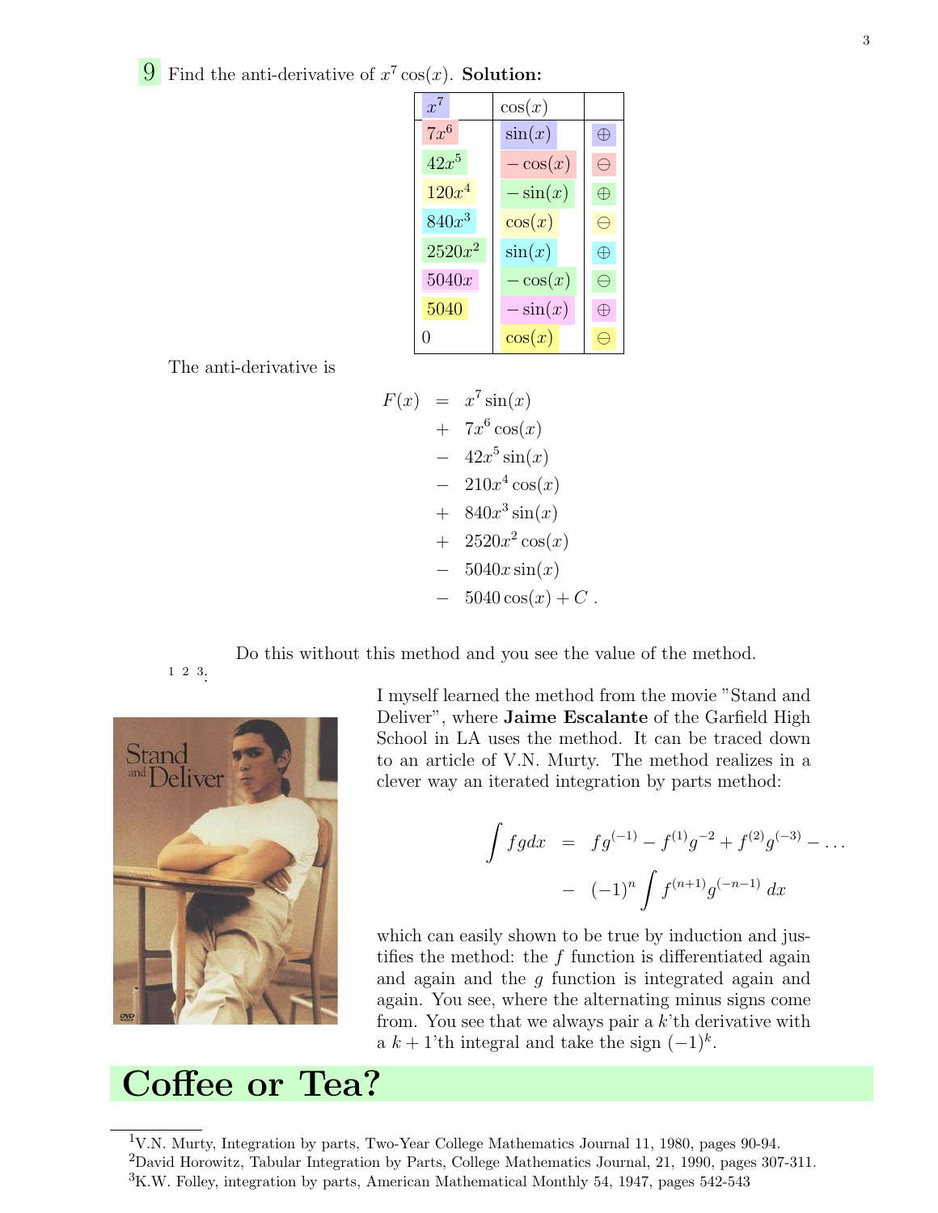9 Find the anti-derivative of $x^7 \cos(x)$. **Solution:**

| $x^7$ | $\cos(x)$ | |
|---|---|---|
| $7x^6$ | $\sin(x)$ | $\oplus$ |
| $42x^5$ | $-\cos(x)$ | $\ominus$ |
| $120x^4$ | $-\sin(x)$ | $\oplus$ |
| $840x^3$ | $\cos(x)$ | $\ominus$ |
| $2520x^2$ | $\sin(x)$ | $\oplus$ |
| $5040x$ | $-\cos(x)$ | $\ominus$ |
| $5040$ | $-\sin(x)$ | $\oplus$ |
| $0$ | $\cos(x)$ | $\ominus$ |

The anti-derivative is

$$\begin{aligned} F(x) &= x^7 \sin(x) \\ &+ 7x^6 \cos(x) \\ &- 42x^5 \sin(x) \\ &- 210x^4 \cos(x) \\ &+ 840x^3 \sin(x) \\ &+ 2520x^2 \cos(x) \\ &- 5040x \sin(x) \\ &- 5040 \cos(x) + C \ . \end{aligned}$$

Do this without this method and you see the value of the method.

[1] [2] [3]:

I myself learned the method from the movie "Stand and Deliver", where **Jaime Escalante** of the Garfield High School in LA uses the method. It can be traced down to an article of V.N. Murty. The method realizes in a clever way an iterated integration by parts method:

$$\begin{aligned} \int fg dx &= fg^{(-1)} - f^{(1)}g^{-2} + f^{(2)}g^{(-3)} - \dots \\ &- (-1)^n \int f^{(n+1)} g^{(-n-1)} \, dx \end{aligned}$$

which can easily shown to be true by induction and justifies the method: the $f$ function is differentiated again and again and the $g$ function is integrated again and again. You see, where the alternating minus signs come from. You see that we always pair a $k$'th derivative with a $k+1$'th integral and take the sign $(-1)^k$.

# Coffee or Tea?

[1] V.N. Murty, Integration by parts, Two-Year College Mathematics Journal 11, 1980, pages 90-94.

[2] David Horowitz, Tabular Integration by Parts, College Mathematics Journal, 21, 1990, pages 307-311.

[3] K.W. Folley, integration by parts, American Mathematical Monthly 54, 1947, pages 542-543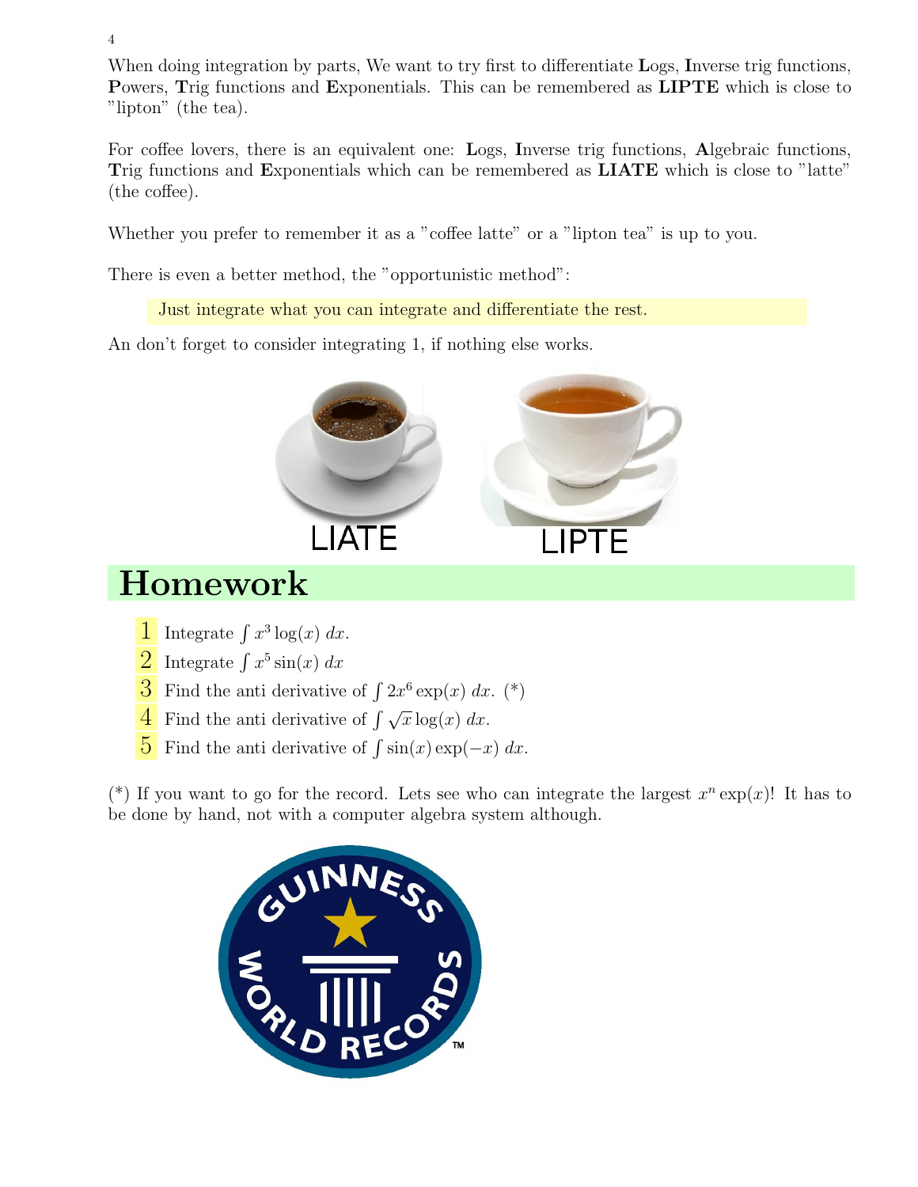When doing integration by parts, We want to try first to differentiate **L**ogs, **I**nverse trig functions, **P**owers, **T**rig functions and **E**xponentials. This can be remembered as **LIPTE** which is close to "lipton" (the tea).

For coffee lovers, there is an equivalent one: **L**ogs, **I**nverse trig functions, **A**lgebraic functions, **T**rig functions and **E**xponentials which can be remembered as **LIATE** which is close to "latte" (the coffee).

Whether you prefer to remember it as a "coffee latte" or a "lipton tea" is up to you.

There is even a better method, the "opportunistic method":

> Just integrate what you can integrate and differentiate the rest.

An don't forget to consider integrating 1, if nothing else works.

LIATE

LIPTE

# Homework

1. Integrate $\int x^3 \log(x)\, dx$.
2. Integrate $\int x^5 \sin(x)\, dx$
3. Find the anti derivative of $\int 2x^6 \exp(x)\, dx$. (*)
4. Find the anti derivative of $\int \sqrt{x} \log(x)\, dx$.
5. Find the anti derivative of $\int \sin(x) \exp(-x)\, dx$.

(*) If you want to go for the record. Lets see who can integrate the largest $x^n \exp(x)$! It has to be done by hand, not with a computer algebra system although.